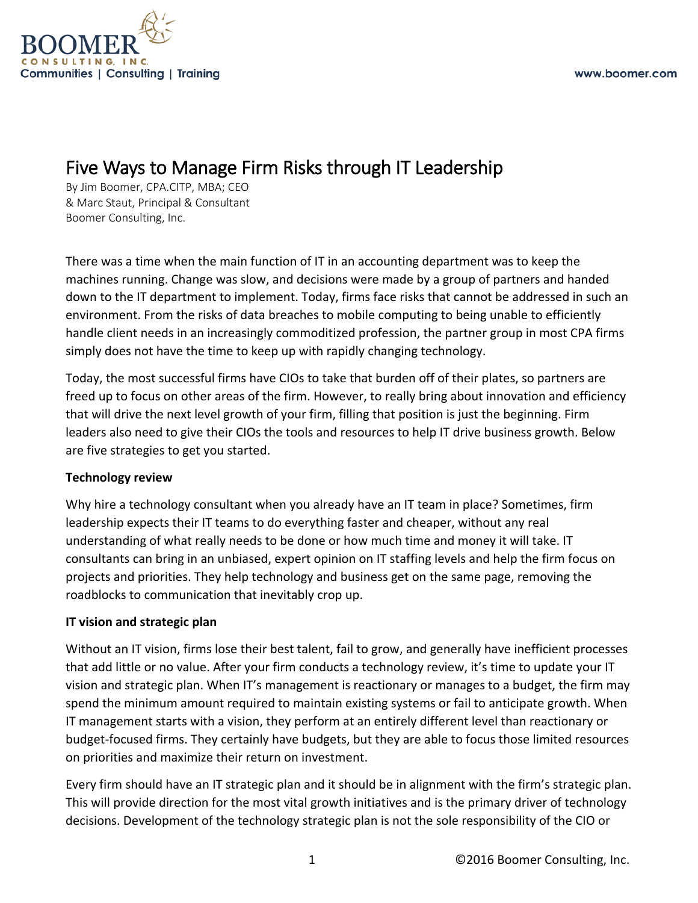# Five Ways to Manage Firm Risks through IT Leadership

By Jim Boomer, CPA.CITP, MBA; CEO
& Marc Staut, Principal & Consultant
Boomer Consulting, Inc.

There was a time when the main function of IT in an accounting department was to keep the machines running. Change was slow, and decisions were made by a group of partners and handed down to the IT department to implement. Today, firms face risks that cannot be addressed in such an environment. From the risks of data breaches to mobile computing to being unable to efficiently handle client needs in an increasingly commoditized profession, the partner group in most CPA firms simply does not have the time to keep up with rapidly changing technology.

Today, the most successful firms have CIOs to take that burden off of their plates, so partners are freed up to focus on other areas of the firm. However, to really bring about innovation and efficiency that will drive the next level growth of your firm, filling that position is just the beginning. Firm leaders also need to give their CIOs the tools and resources to help IT drive business growth. Below are five strategies to get you started.

**Technology review**

Why hire a technology consultant when you already have an IT team in place? Sometimes, firm leadership expects their IT teams to do everything faster and cheaper, without any real understanding of what really needs to be done or how much time and money it will take. IT consultants can bring in an unbiased, expert opinion on IT staffing levels and help the firm focus on projects and priorities. They help technology and business get on the same page, removing the roadblocks to communication that inevitably crop up.

**IT vision and strategic plan**

Without an IT vision, firms lose their best talent, fail to grow, and generally have inefficient processes that add little or no value. After your firm conducts a technology review, it's time to update your IT vision and strategic plan. When IT's management is reactionary or manages to a budget, the firm may spend the minimum amount required to maintain existing systems or fail to anticipate growth. When IT management starts with a vision, they perform at an entirely different level than reactionary or budget-focused firms. They certainly have budgets, but they are able to focus those limited resources on priorities and maximize their return on investment.

Every firm should have an IT strategic plan and it should be in alignment with the firm's strategic plan. This will provide direction for the most vital growth initiatives and is the primary driver of technology decisions. Development of the technology strategic plan is not the sole responsibility of the CIO or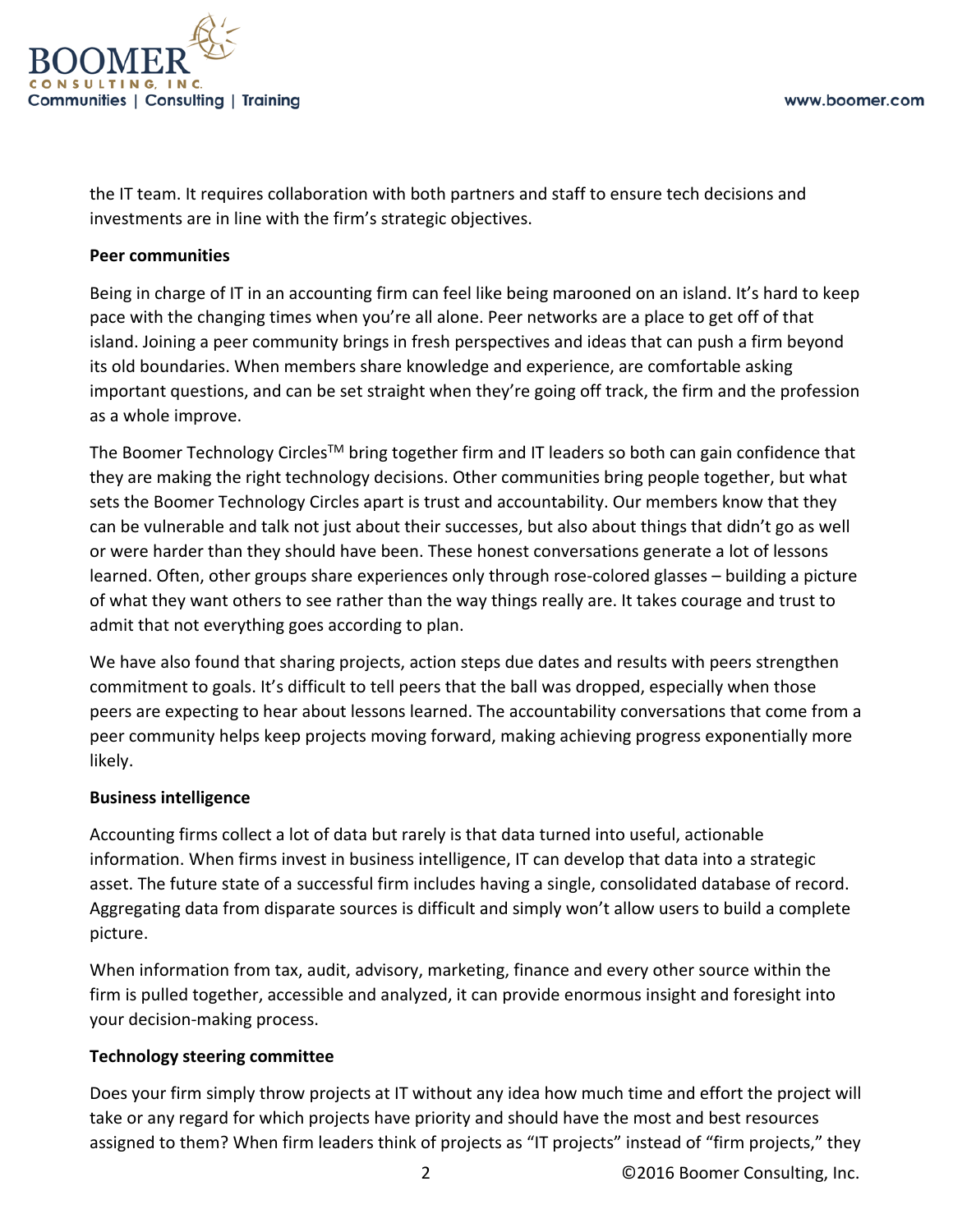the IT team. It requires collaboration with both partners and staff to ensure tech decisions and investments are in line with the firm's strategic objectives.

**Peer communities**

Being in charge of IT in an accounting firm can feel like being marooned on an island. It's hard to keep pace with the changing times when you're all alone. Peer networks are a place to get off of that island. Joining a peer community brings in fresh perspectives and ideas that can push a firm beyond its old boundaries. When members share knowledge and experience, are comfortable asking important questions, and can be set straight when they're going off track, the firm and the profession as a whole improve.

The Boomer Technology Circles™ bring together firm and IT leaders so both can gain confidence that they are making the right technology decisions. Other communities bring people together, but what sets the Boomer Technology Circles apart is trust and accountability. Our members know that they can be vulnerable and talk not just about their successes, but also about things that didn't go as well or were harder than they should have been. These honest conversations generate a lot of lessons learned. Often, other groups share experiences only through rose-colored glasses – building a picture of what they want others to see rather than the way things really are. It takes courage and trust to admit that not everything goes according to plan.

We have also found that sharing projects, action steps due dates and results with peers strengthen commitment to goals. It's difficult to tell peers that the ball was dropped, especially when those peers are expecting to hear about lessons learned. The accountability conversations that come from a peer community helps keep projects moving forward, making achieving progress exponentially more likely.

**Business intelligence**

Accounting firms collect a lot of data but rarely is that data turned into useful, actionable information. When firms invest in business intelligence, IT can develop that data into a strategic asset. The future state of a successful firm includes having a single, consolidated database of record. Aggregating data from disparate sources is difficult and simply won't allow users to build a complete picture.

When information from tax, audit, advisory, marketing, finance and every other source within the firm is pulled together, accessible and analyzed, it can provide enormous insight and foresight into your decision-making process.

**Technology steering committee**

Does your firm simply throw projects at IT without any idea how much time and effort the project will take or any regard for which projects have priority and should have the most and best resources assigned to them? When firm leaders think of projects as "IT projects" instead of "firm projects," they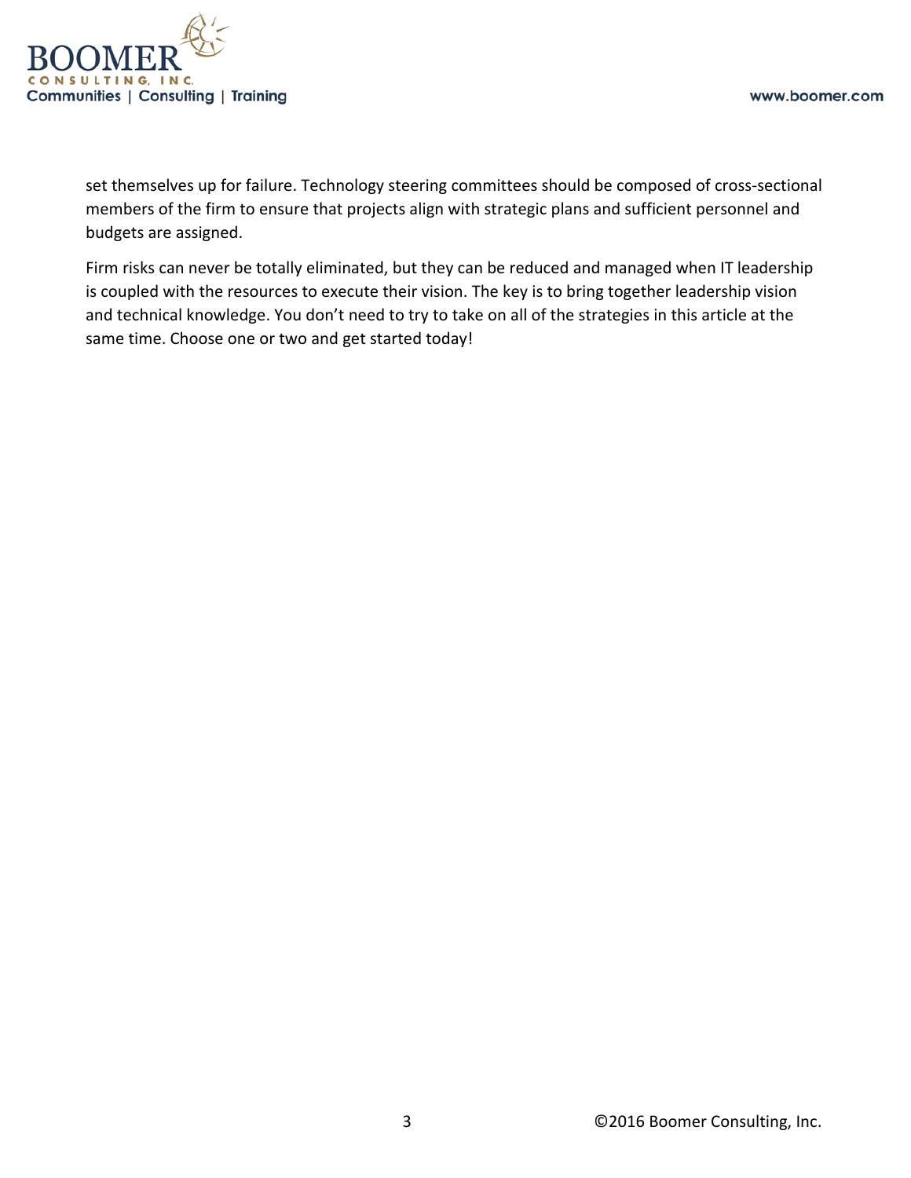set themselves up for failure. Technology steering committees should be composed of cross-sectional members of the firm to ensure that projects align with strategic plans and sufficient personnel and budgets are assigned.

Firm risks can never be totally eliminated, but they can be reduced and managed when IT leadership is coupled with the resources to execute their vision. The key is to bring together leadership vision and technical knowledge. You don't need to try to take on all of the strategies in this article at the same time. Choose one or two and get started today!